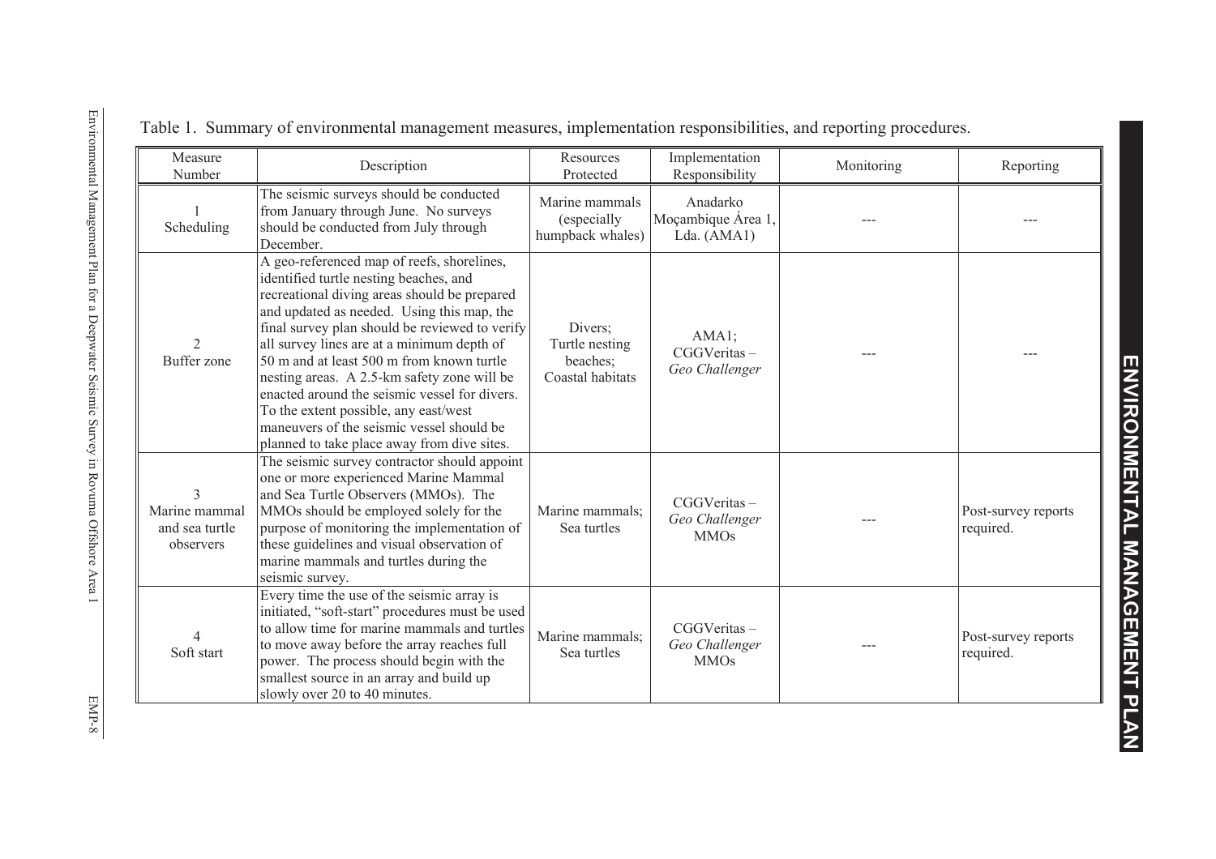Table 1. Summary of environmental management measures, implementation responsibilities, and reporting procedures.

| Measure Number | Description | Resources Protected | Implementation Responsibility | Monitoring | Reporting |
|---|---|---|---|---|---|
| 1 Scheduling | The seismic surveys should be conducted from January through June. No surveys should be conducted from July through December. | Marine mammals (especially humpback whales) | Anadarko Moçambique Área 1, Lda. (AMA1) | --- | --- |
| 2 Buffer zone | A geo-referenced map of reefs, shorelines, identified turtle nesting beaches, and recreational diving areas should be prepared and updated as needed. Using this map, the final survey plan should be reviewed to verify all survey lines are at a minimum depth of 50 m and at least 500 m from known turtle nesting areas. A 2.5-km safety zone will be enacted around the seismic vessel for divers. To the extent possible, any east/west maneuvers of the seismic vessel should be planned to take place away from dive sites. | Divers; Turtle nesting beaches; Coastal habitats | AMA1; CGGVeritas – *Geo Challenger* | --- | --- |
| 3 Marine mammal and sea turtle observers | The seismic survey contractor should appoint one or more experienced Marine Mammal and Sea Turtle Observers (MMOs). The MMOs should be employed solely for the purpose of monitoring the implementation of these guidelines and visual observation of marine mammals and turtles during the seismic survey. | Marine mammals; Sea turtles | CGGVeritas – *Geo Challenger* MMOs | --- | Post-survey reports required. |
| 4 Soft start | Every time the use of the seismic array is initiated, "soft-start" procedures must be used to allow time for marine mammals and turtles to move away before the array reaches full power. The process should begin with the smallest source in an array and build up slowly over 20 to 40 minutes. | Marine mammals; Sea turtles | CGGVeritas – *Geo Challenger* MMOs | --- | Post-survey reports required. |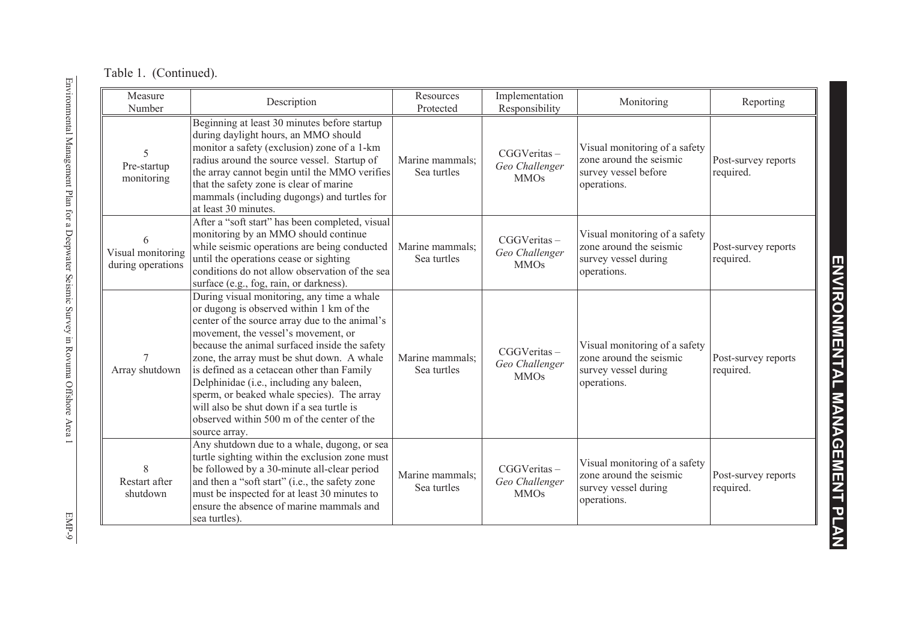Table 1. (Continued).

| Measure Number | Description | Resources Protected | Implementation Responsibility | Monitoring | Reporting |
|---|---|---|---|---|---|
| 5 Pre-startup monitoring | Beginning at least 30 minutes before startup during daylight hours, an MMO should monitor a safety (exclusion) zone of a 1-km radius around the source vessel. Startup of the array cannot begin until the MMO verifies that the safety zone is clear of marine mammals (including dugongs) and turtles for at least 30 minutes. | Marine mammals; Sea turtles | CGGVeritas – *Geo Challenger* MMOs | Visual monitoring of a safety zone around the seismic survey vessel before operations. | Post-survey reports required. |
| 6 Visual monitoring during operations | After a "soft start" has been completed, visual monitoring by an MMO should continue while seismic operations are being conducted until the operations cease or sighting conditions do not allow observation of the sea surface (e.g., fog, rain, or darkness). | Marine mammals; Sea turtles | CGGVeritas – *Geo Challenger* MMOs | Visual monitoring of a safety zone around the seismic survey vessel during operations. | Post-survey reports required. |
| 7 Array shutdown | During visual monitoring, any time a whale or dugong is observed within 1 km of the center of the source array due to the animal's movement, the vessel's movement, or because the animal surfaced inside the safety zone, the array must be shut down. A whale is defined as a cetacean other than Family Delphinidae (i.e., including any baleen, sperm, or beaked whale species). The array will also be shut down if a sea turtle is observed within 500 m of the center of the source array. | Marine mammals; Sea turtles | CGGVeritas – *Geo Challenger* MMOs | Visual monitoring of a safety zone around the seismic survey vessel during operations. | Post-survey reports required. |
| 8 Restart after shutdown | Any shutdown due to a whale, dugong, or sea turtle sighting within the exclusion zone must be followed by a 30-minute all-clear period and then a "soft start" (i.e., the safety zone must be inspected for at least 30 minutes to ensure the absence of marine mammals and sea turtles). | Marine mammals; Sea turtles | CGGVeritas – *Geo Challenger* MMOs | Visual monitoring of a safety zone around the seismic survey vessel during operations. | Post-survey reports required. |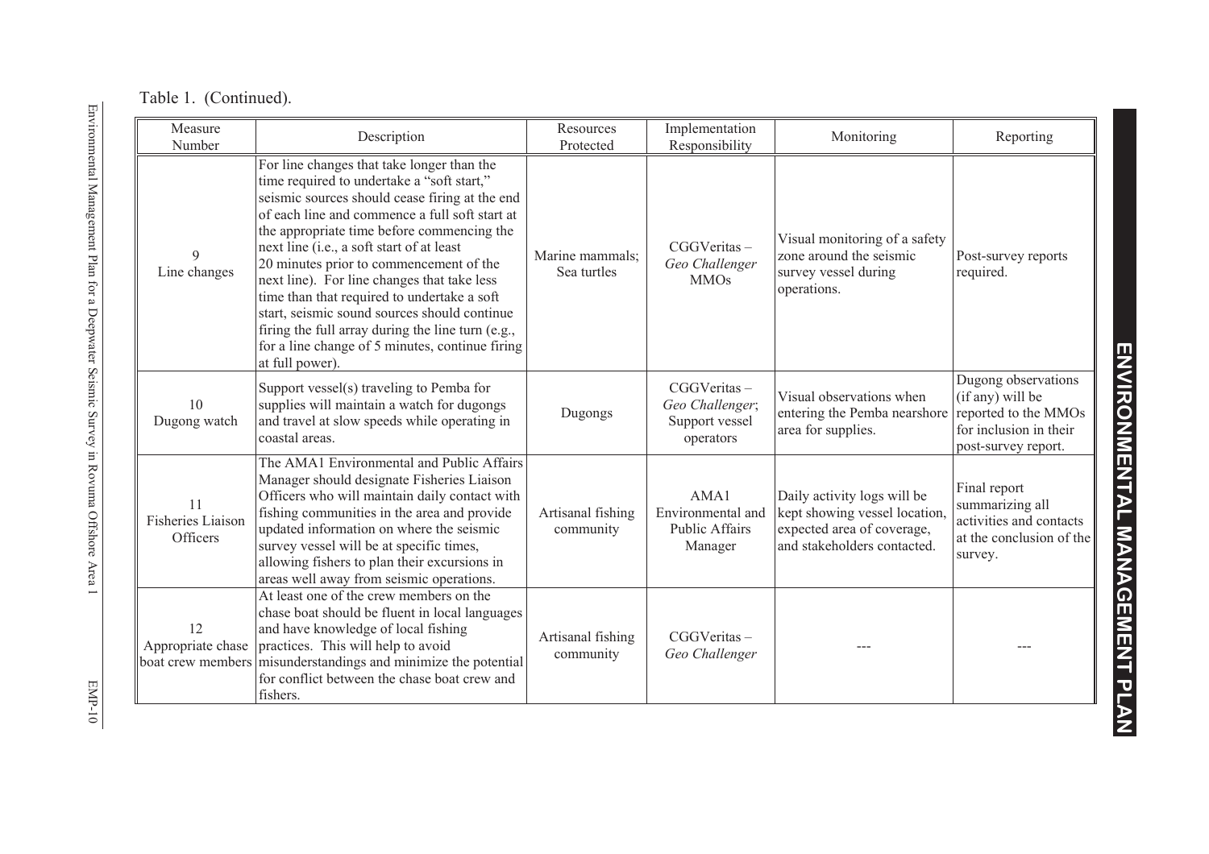Table 1. (Continued).

| Measure Number | Description | Resources Protected | Implementation Responsibility | Monitoring | Reporting |
|---|---|---|---|---|---|
| 9<br>Line changes | For line changes that take longer than the time required to undertake a "soft start," seismic sources should cease firing at the end of each line and commence a full soft start at the appropriate time before commencing the next line (i.e., a soft start of at least 20 minutes prior to commencement of the next line). For line changes that take less time than that required to undertake a soft start, seismic sound sources should continue firing the full array during the line turn (e.g., for a line change of 5 minutes, continue firing at full power). | Marine mammals; Sea turtles | CGGVeritas – *Geo Challenger* MMOs | Visual monitoring of a safety zone around the seismic survey vessel during operations. | Post-survey reports required. |
| 10<br>Dugong watch | Support vessel(s) traveling to Pemba for supplies will maintain a watch for dugongs and travel at slow speeds while operating in coastal areas. | Dugongs | CGGVeritas – *Geo Challenger*; Support vessel operators | Visual observations when entering the Pemba nearshore area for supplies. | Dugong observations (if any) will be reported to the MMOs for inclusion in their post-survey report. |
| 11<br>Fisheries Liaison Officers | The AMA1 Environmental and Public Affairs Manager should designate Fisheries Liaison Officers who will maintain daily contact with fishing communities in the area and provide updated information on where the seismic survey vessel will be at specific times, allowing fishers to plan their excursions in areas well away from seismic operations. | Artisanal fishing community | AMA1 Environmental and Public Affairs Manager | Daily activity logs will be kept showing vessel location, expected area of coverage, and stakeholders contacted. | Final report summarizing all activities and contacts at the conclusion of the survey. |
| 12<br>Appropriate chase boat crew members | At least one of the crew members on the chase boat should be fluent in local languages and have knowledge of local fishing practices. This will help to avoid misunderstandings and minimize the potential for conflict between the chase boat crew and fishers. | Artisanal fishing community | CGGVeritas – *Geo Challenger* | --- | --- |